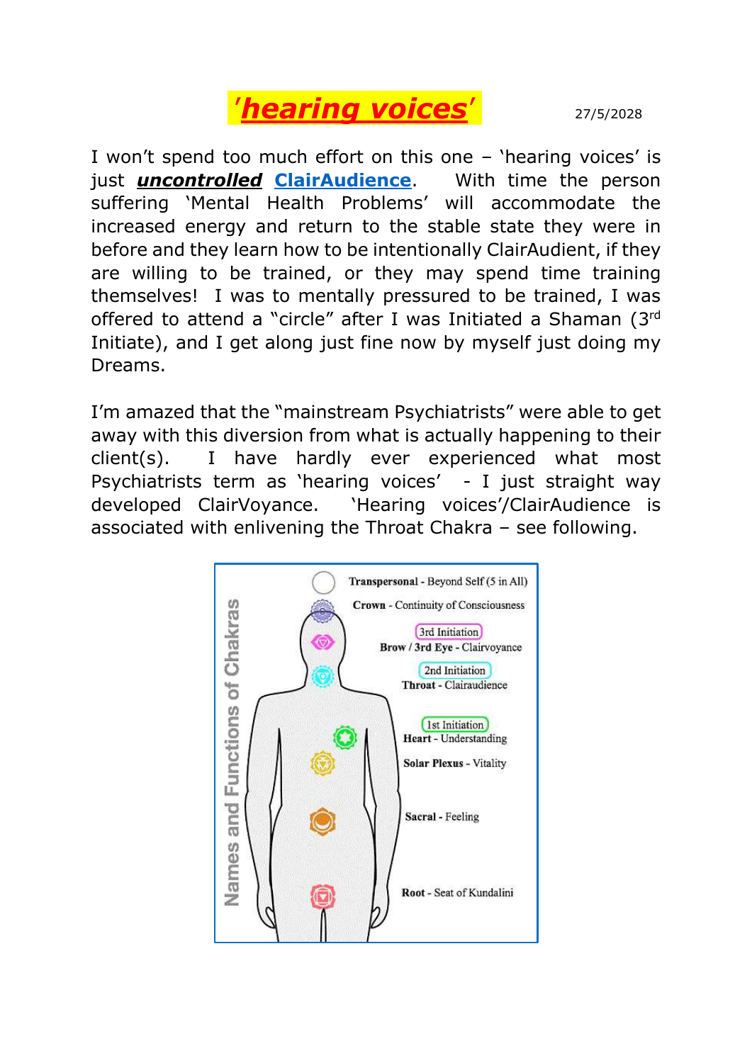# '*hearing voices*'

27/5/2028

I won't spend too much effort on this one – 'hearing voices' is just ***uncontrolled*** **ClairAudience**. With time the person suffering 'Mental Health Problems' will accommodate the increased energy and return to the stable state they were in before and they learn how to be intentionally ClairAudient, if they are willing to be trained, or they may spend time training themselves! I was to mentally pressured to be trained, I was offered to attend a "circle" after I was Initiated a Shaman (3rd Initiate), and I get along just fine now by myself just doing my Dreams.

I'm amazed that the "mainstream Psychiatrists" were able to get away with this diversion from what is actually happening to their client(s). I have hardly ever experienced what most Psychiatrists term as 'hearing voices' - I just straight way developed ClairVoyance. 'Hearing voices'/ClairAudience is associated with enlivening the Throat Chakra – see following.

**Names and Functions of Chakras**

- **Transpersonal** - Beyond Self (5 in All)
- **Crown** - Continuity of Consciousness
- 3rd Initiation
- **Brow / 3rd Eye** - Clairvoyance
- 2nd Initiation
- **Throat** - Clairaudience
- 1st Initiation
- **Heart** - Understanding
- **Solar Plexus** - Vitality
- **Sacral** - Feeling
- **Root** - Seat of Kundalini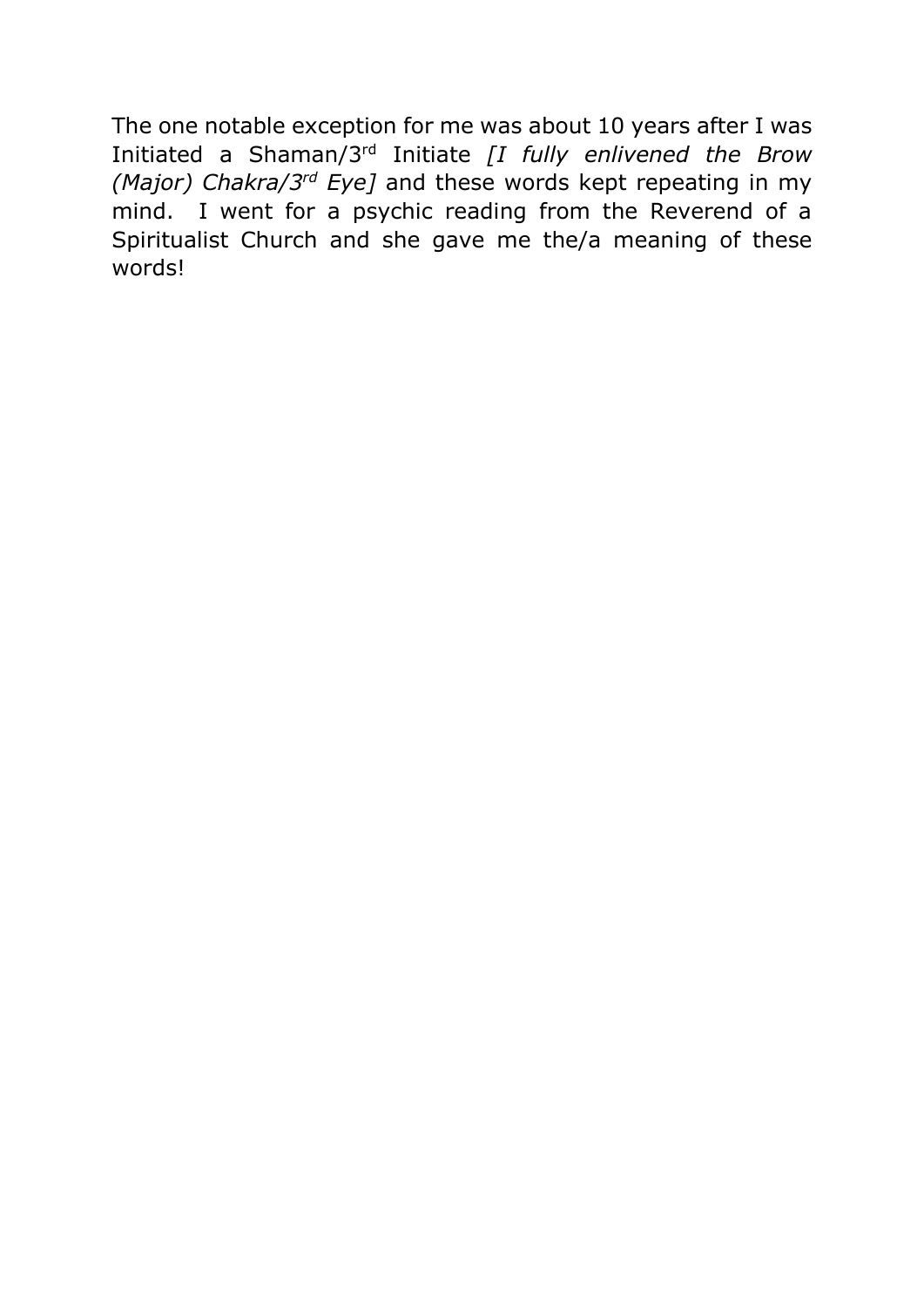The one notable exception for me was about 10 years after I was Initiated a Shaman/3rd Initiate *[I fully enlivened the Brow (Major) Chakra/3rd Eye]* and these words kept repeating in my mind. I went for a psychic reading from the Reverend of a Spiritualist Church and she gave me the/a meaning of these words!